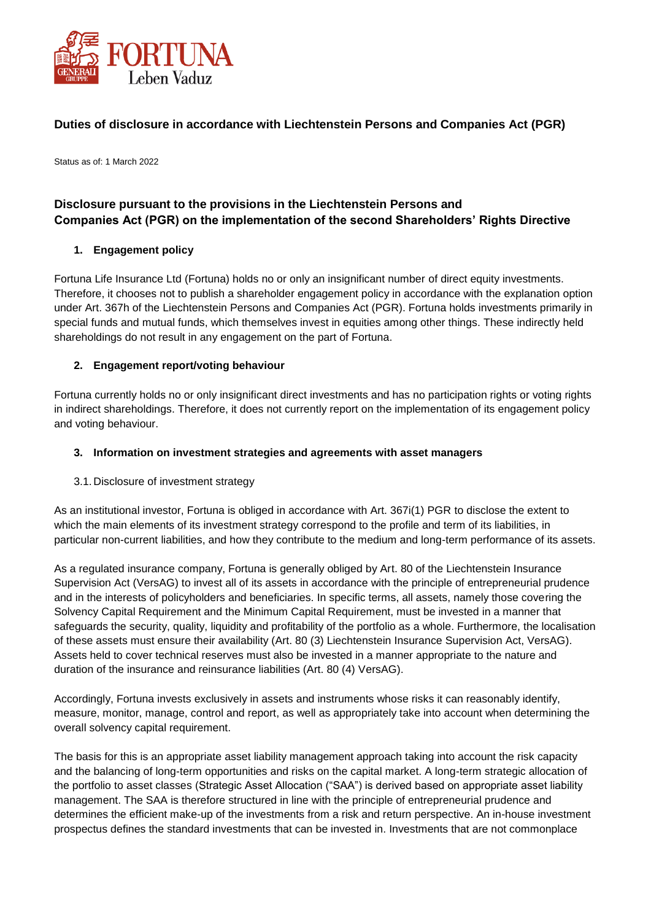# Duties of disclosure in accordance with Liechtenstein Persons and Companies Act (PGR)

Status as of: 1 March 2022

## Disclosure pursuant to the provisions in the Liechtenstein Persons and Companies Act (PGR) on the implementation of the second Shareholders' Rights Directive

### 1. Engagement policy

Fortuna Life Insurance Ltd (Fortuna) holds no or only an insignificant number of direct equity investments. Therefore, it chooses not to publish a shareholder engagement policy in accordance with the explanation option under Art. 367h of the Liechtenstein Persons and Companies Act (PGR). Fortuna holds investments primarily in special funds and mutual funds, which themselves invest in equities among other things. These indirectly held shareholdings do not result in any engagement on the part of Fortuna.

### 2. Engagement report/voting behaviour

Fortuna currently holds no or only insignificant direct investments and has no participation rights or voting rights in indirect shareholdings. Therefore, it does not currently report on the implementation of its engagement policy and voting behaviour.

### 3. Information on investment strategies and agreements with asset managers

#### 3.1. Disclosure of investment strategy

As an institutional investor, Fortuna is obliged in accordance with Art. 367i(1) PGR to disclose the extent to which the main elements of its investment strategy correspond to the profile and term of its liabilities, in particular non-current liabilities, and how they contribute to the medium and long-term performance of its assets.

As a regulated insurance company, Fortuna is generally obliged by Art. 80 of the Liechtenstein Insurance Supervision Act (VersAG) to invest all of its assets in accordance with the principle of entrepreneurial prudence and in the interests of policyholders and beneficiaries. In specific terms, all assets, namely those covering the Solvency Capital Requirement and the Minimum Capital Requirement, must be invested in a manner that safeguards the security, quality, liquidity and profitability of the portfolio as a whole. Furthermore, the localisation of these assets must ensure their availability (Art. 80 (3) Liechtenstein Insurance Supervision Act, VersAG). Assets held to cover technical reserves must also be invested in a manner appropriate to the nature and duration of the insurance and reinsurance liabilities (Art. 80 (4) VersAG).

Accordingly, Fortuna invests exclusively in assets and instruments whose risks it can reasonably identify, measure, monitor, manage, control and report, as well as appropriately take into account when determining the overall solvency capital requirement.

The basis for this is an appropriate asset liability management approach taking into account the risk capacity and the balancing of long-term opportunities and risks on the capital market. A long-term strategic allocation of the portfolio to asset classes (Strategic Asset Allocation ("SAA") is derived based on appropriate asset liability management. The SAA is therefore structured in line with the principle of entrepreneurial prudence and determines the efficient make-up of the investments from a risk and return perspective. An in-house investment prospectus defines the standard investments that can be invested in. Investments that are not commonplace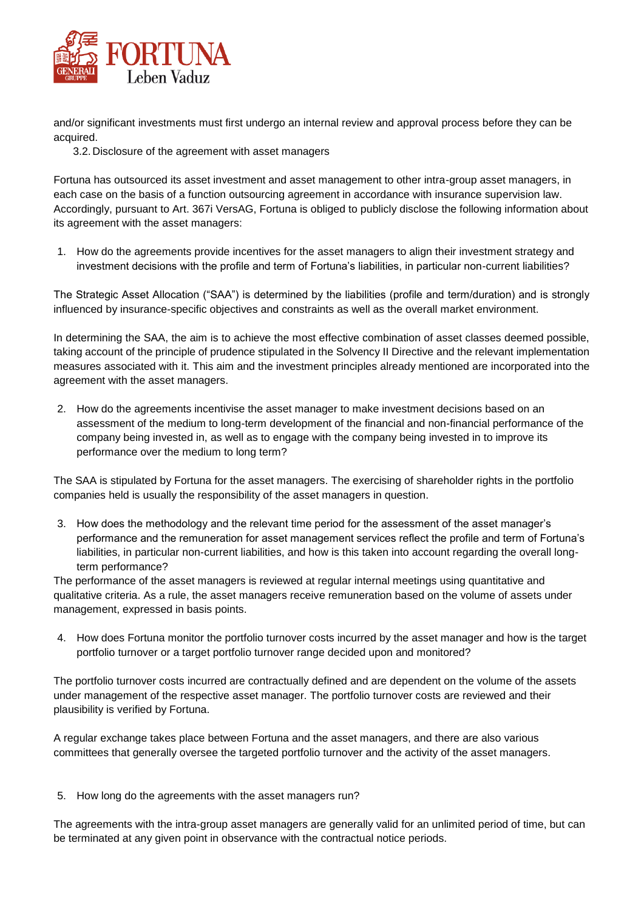and/or significant investments must first undergo an internal review and approval process before they can be acquired.

### 3.2. Disclosure of the agreement with asset managers

Fortuna has outsourced its asset investment and asset management to other intra-group asset managers, in each case on the basis of a function outsourcing agreement in accordance with insurance supervision law. Accordingly, pursuant to Art. 367i VersAG, Fortuna is obliged to publicly disclose the following information about its agreement with the asset managers:

1. How do the agreements provide incentives for the asset managers to align their investment strategy and investment decisions with the profile and term of Fortuna's liabilities, in particular non-current liabilities?

The Strategic Asset Allocation ("SAA") is determined by the liabilities (profile and term/duration) and is strongly influenced by insurance-specific objectives and constraints as well as the overall market environment.

In determining the SAA, the aim is to achieve the most effective combination of asset classes deemed possible, taking account of the principle of prudence stipulated in the Solvency II Directive and the relevant implementation measures associated with it. This aim and the investment principles already mentioned are incorporated into the agreement with the asset managers.

2. How do the agreements incentivise the asset manager to make investment decisions based on an assessment of the medium to long-term development of the financial and non-financial performance of the company being invested in, as well as to engage with the company being invested in to improve its performance over the medium to long term?

The SAA is stipulated by Fortuna for the asset managers. The exercising of shareholder rights in the portfolio companies held is usually the responsibility of the asset managers in question.

3. How does the methodology and the relevant time period for the assessment of the asset manager's performance and the remuneration for asset management services reflect the profile and term of Fortuna's liabilities, in particular non-current liabilities, and how is this taken into account regarding the overall long-term performance?

The performance of the asset managers is reviewed at regular internal meetings using quantitative and qualitative criteria. As a rule, the asset managers receive remuneration based on the volume of assets under management, expressed in basis points.

4. How does Fortuna monitor the portfolio turnover costs incurred by the asset manager and how is the target portfolio turnover or a target portfolio turnover range decided upon and monitored?

The portfolio turnover costs incurred are contractually defined and are dependent on the volume of the assets under management of the respective asset manager. The portfolio turnover costs are reviewed and their plausibility is verified by Fortuna.

A regular exchange takes place between Fortuna and the asset managers, and there are also various committees that generally oversee the targeted portfolio turnover and the activity of the asset managers.

5. How long do the agreements with the asset managers run?

The agreements with the intra-group asset managers are generally valid for an unlimited period of time, but can be terminated at any given point in observance with the contractual notice periods.